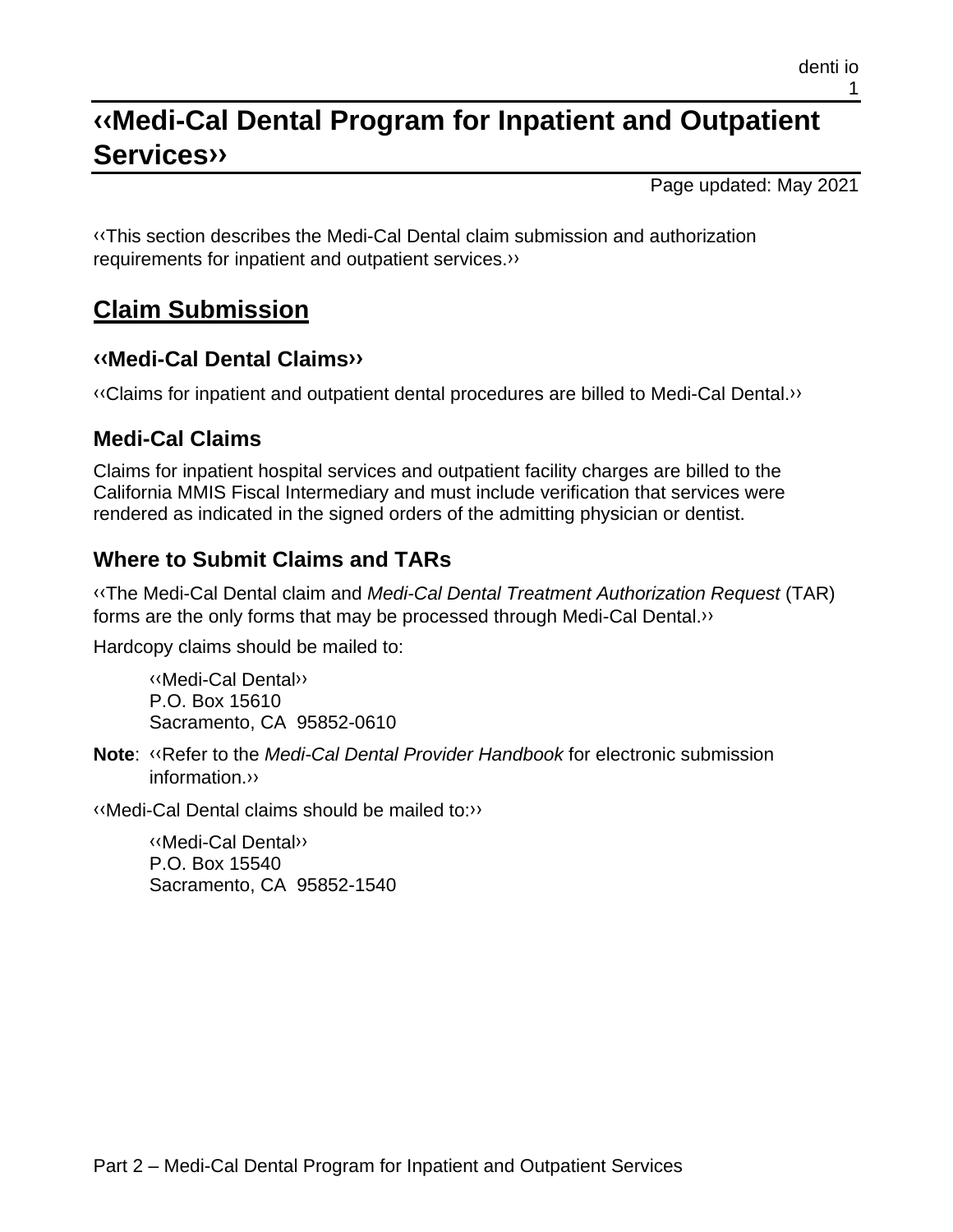# ‹‹Medi-Cal Dental Program for Inpatient and Outpatient Services››

Page updated: May 2021

‹‹This section describes the Medi-Cal Dental claim submission and authorization requirements for inpatient and outpatient services.››

## Claim Submission

### ‹‹Medi-Cal Dental Claims››

‹‹Claims for inpatient and outpatient dental procedures are billed to Medi-Cal Dental.››

### Medi-Cal Claims

Claims for inpatient hospital services and outpatient facility charges are billed to the California MMIS Fiscal Intermediary and must include verification that services were rendered as indicated in the signed orders of the admitting physician or dentist.

### Where to Submit Claims and TARs

‹‹The Medi-Cal Dental claim and *Medi-Cal Dental Treatment Authorization Request* (TAR) forms are the only forms that may be processed through Medi-Cal Dental.››

Hardcopy claims should be mailed to:

> ‹‹Medi-Cal Dental››
> P.O. Box 15610
> Sacramento, CA 95852-0610

**Note**: ‹‹Refer to the *Medi-Cal Dental Provider Handbook* for electronic submission information.››

‹‹Medi-Cal Dental claims should be mailed to:››

> ‹‹Medi-Cal Dental››
> P.O. Box 15540
> Sacramento, CA 95852-1540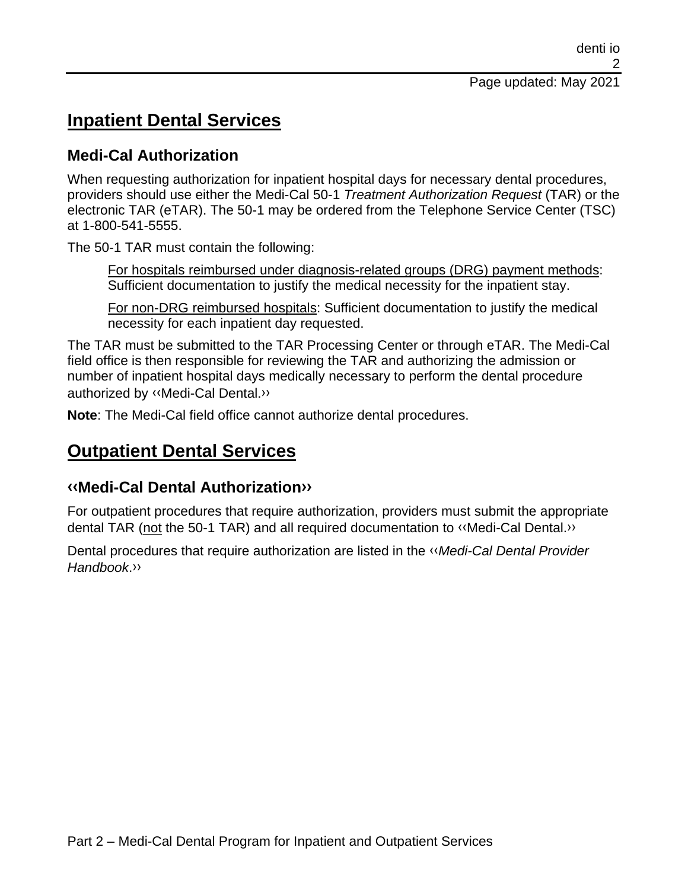## Inpatient Dental Services

### Medi-Cal Authorization

When requesting authorization for inpatient hospital days for necessary dental procedures, providers should use either the Medi-Cal 50-1 *Treatment Authorization Request* (TAR) or the electronic TAR (eTAR). The 50-1 may be ordered from the Telephone Service Center (TSC) at 1-800-541-5555.

The 50-1 TAR must contain the following:

> For hospitals reimbursed under diagnosis-related groups (DRG) payment methods: Sufficient documentation to justify the medical necessity for the inpatient stay.
>
> For non-DRG reimbursed hospitals: Sufficient documentation to justify the medical necessity for each inpatient day requested.

The TAR must be submitted to the TAR Processing Center or through eTAR. The Medi-Cal field office is then responsible for reviewing the TAR and authorizing the admission or number of inpatient hospital days medically necessary to perform the dental procedure authorized by ‹‹Medi-Cal Dental.››

**Note**: The Medi-Cal field office cannot authorize dental procedures.

## Outpatient Dental Services

### ‹‹Medi-Cal Dental Authorization››

For outpatient procedures that require authorization, providers must submit the appropriate dental TAR (not the 50-1 TAR) and all required documentation to ‹‹Medi-Cal Dental.››

Dental procedures that require authorization are listed in the ‹‹*Medi-Cal Dental Provider Handbook*.››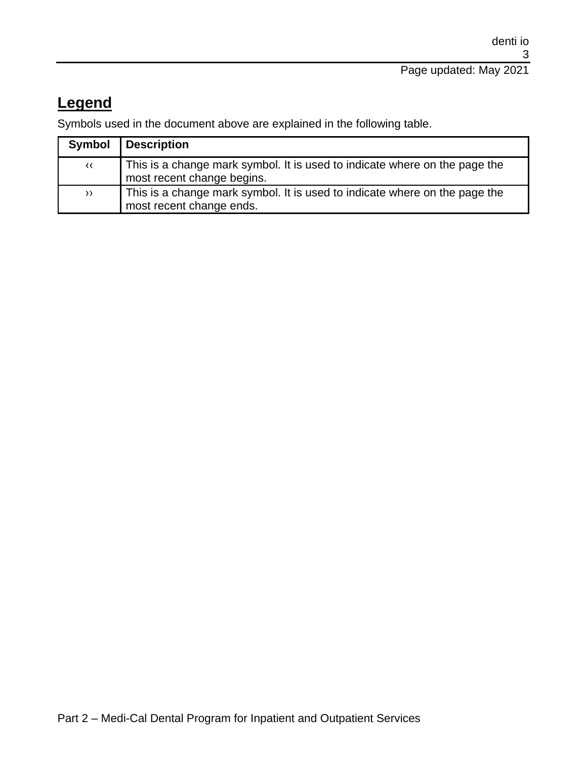## Legend

Symbols used in the document above are explained in the following table.

| Symbol | Description |
| --- | --- |
| ‹‹ | This is a change mark symbol. It is used to indicate where on the page the most recent change begins. |
| ›› | This is a change mark symbol. It is used to indicate where on the page the most recent change ends. |